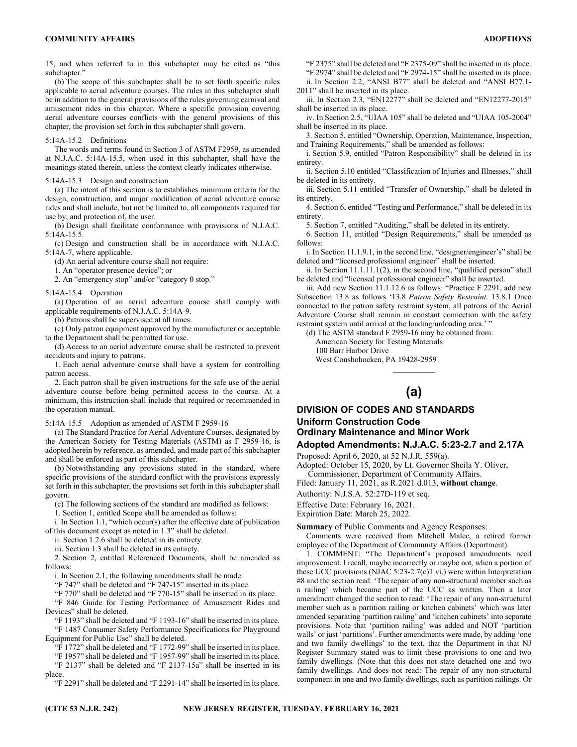15, and when referred to in this subchapter may be cited as "this subchapter."

(b) The scope of this subchapter shall be to set forth specific rules applicable to aerial adventure courses. The rules in this subchapter shall be in addition to the general provisions of the rules governing carnival and amusement rides in this chapter. Where a specific provision covering aerial adventure courses conflicts with the general provisions of this chapter, the provision set forth in this subchapter shall govern.

5:14A-15.2 Definitions

The words and terms found in Section 3 of ASTM F2959, as amended at N.J.A.C. 5:14A-15.5, when used in this subchapter, shall have the meanings stated therein, unless the context clearly indicates otherwise.

5:14A-15.3 Design and construction

(a) The intent of this section is to establishes minimum criteria for the design, construction, and major modification of aerial adventure course rides and shall include, but not be limited to, all components required for use by, and protection of, the user.

(b) Design shall facilitate conformance with provisions of N.J.A.C. 5:14A-15.5.

(c) Design and construction shall be in accordance with N.J.A.C. 5:14A-7, where applicable.

(d) An aerial adventure course shall not require:

1. An "operator presence device"; or

2. An "emergency stop" and/or "category 0 stop."

5:14A-15.4 Operation

(a) Operation of an aerial adventure course shall comply with applicable requirements of N.J.A.C. 5:14A-9.

(b) Patrons shall be supervised at all times.

(c) Only patron equipment approved by the manufacturer or acceptable to the Department shall be permitted for use.

(d) Access to an aerial adventure course shall be restricted to prevent accidents and injury to patrons.

1. Each aerial adventure course shall have a system for controlling patron access.

2. Each patron shall be given instructions for the safe use of the aerial adventure course before being permitted access to the course. At a minimum, this instruction shall include that required or recommended in the operation manual.

5:14A-15.5 Adoption as amended of ASTM F 2959-16

(a) The Standard Practice for Aerial Adventure Courses, designated by the American Society for Testing Materials (ASTM) as F 2959-16, is adopted herein by reference, as amended, and made part of this subchapter and shall be enforced as part of this subchapter.

(b) Notwithstanding any provisions stated in the standard, where specific provisions of the standard conflict with the provisions expressly set forth in this subchapter, the provisions set forth in this subchapter shall govern.

(c) The following sections of the standard are modified as follows:

1. Section 1, entitled Scope shall be amended as follows:

i. In Section 1.1, "which occur(s) after the effective date of publication of this document except as noted in 1.3" shall be deleted.

ii. Section 1.2.6 shall be deleted in its entirety.

iii. Section 1.3 shall be deleted in its entirety.

2. Section 2, entitled Referenced Documents, shall be amended as follows:

i. In Section 2.1, the following amendments shall be made:

"F 747" shall be deleted and "F 747-15" inserted in its place.

"F 770" shall be deleted and "F 770-15" shall be inserted in its place.

"F 846 Guide for Testing Performance of Amusement Rides and Devices" shall be deleted.

"F 1193" shall be deleted and "F 1193-16" shall be inserted in its place.

"F 1487 Consumer Safety Performance Specifications for Playground Equipment for Public Use" shall be deleted.

"F 1772" shall be deleted and "F 1772-99" shall be inserted in its place.

"F 1957" shall be deleted and "F 1957-99" shall be inserted in its place.

"F 2137" shall be deleted and "F 2137-15a" shall be inserted in its place.

"F 2291" shall be deleted and "F 2291-14" shall be inserted in its place.

"F 2375" shall be deleted and "F 2375-09" shall be inserted in its place.

"F 2974" shall be deleted and "F 2974-15" shall be inserted in its place.

ii. In Section 2.2, "ANSI B77" shall be deleted and "ANSI B77.1-2011" shall be inserted in its place.

iii. In Section 2.3, "EN12277" shall be deleted and "EN12277-2015" shall be inserted in its place.

iv. In Section 2.5, "UIAA 105" shall be deleted and "UIAA 105-2004" shall be inserted in its place.

3. Section 5, entitled "Ownership, Operation, Maintenance, Inspection, and Training Requirements," shall be amended as follows:

i. Section 5.9, entitled "Patron Responsibility" shall be deleted in its entirety.

ii. Section 5.10 entitled "Classification of Injuries and Illnesses," shall be deleted in its entirety.

iii. Section 5.11 entitled "Transfer of Ownership," shall be deleted in its entirety.

4. Section 6, entitled "Testing and Performance," shall be deleted in its entirety.

5. Section 7, entitled "Auditing," shall be deleted in its entirety.

6. Section 11, entitled "Design Requirements," shall be amended as follows:

i. In Section 11.1.9.1, in the second line, "designer/engineer's" shall be deleted and "licensed professional engineer" shall be inserted.

ii. In Section 11.1.11.1(2), in the second line, "qualified person" shall be deleted and "licensed professional engineer" shall be inserted.

iii. Add new Section 11.1.12.6 as follows: "Practice F 2291, add new Subsection 13.8 as follows '13.8 *Patron Safety Restraint*. 13.8.1 Once connected to the patron safety restraint system, all patrons of the Aerial Adventure Course shall remain in constant connection with the safety restraint system until arrival at the loading/unloading area.' "

(d) The ASTM standard F 2959-16 may be obtained from:

American Society for Testing Materials
100 Barr Harbor Drive
West Conshohocken, PA 19428-2959

---

## (a)

## DIVISION OF CODES AND STANDARDS

### Uniform Construction Code
### Ordinary Maintenance and Minor Work
### Adopted Amendments: N.J.A.C. 5:23-2.7 and 2.17A

Proposed: April 6, 2020, at 52 N.J.R. 559(a).

Adopted: October 15, 2020, by Lt. Governor Sheila Y. Oliver, Commissioner, Department of Community Affairs.

Filed: January 11, 2021, as R.2021 d.013, **without change**.

Authority: N.J.S.A. 52:27D-119 et seq.

Effective Date: February 16, 2021.

Expiration Date: March 25, 2022.

**Summary** of Public Comments and Agency Responses:

Comments were received from Mitchell Malec, a retired former employee of the Department of Community Affairs (Department).

1. COMMENT: "The Department's proposed amendments need improvement. I recall, maybe incorrectly or maybe not, when a portion of these UCC provisions (NJAC 5:23-2.7(c)1.vi.) were within Interpretation #8 and the section read: 'The repair of any non-structural member such as a railing' which became part of the UCC as written. Then a later amendment changed the section to read: 'The repair of any non-structural member such as a partition railing or kitchen cabinets' which was later amended separating 'partition railing' and 'kitchen cabinets' into separate provisions. Note that 'partition railing' was added and NOT 'partition walls' or just 'partitions'. Further amendments were made, by adding 'one and two family dwellings' to the text, that the Department in that NJ Register Summary stated was to limit these provisions to one and two family dwellings. (Note that this does not state detached one and two family dwellings. And does not read: The repair of any non-structural component in one and two family dwellings, such as partition railings. Or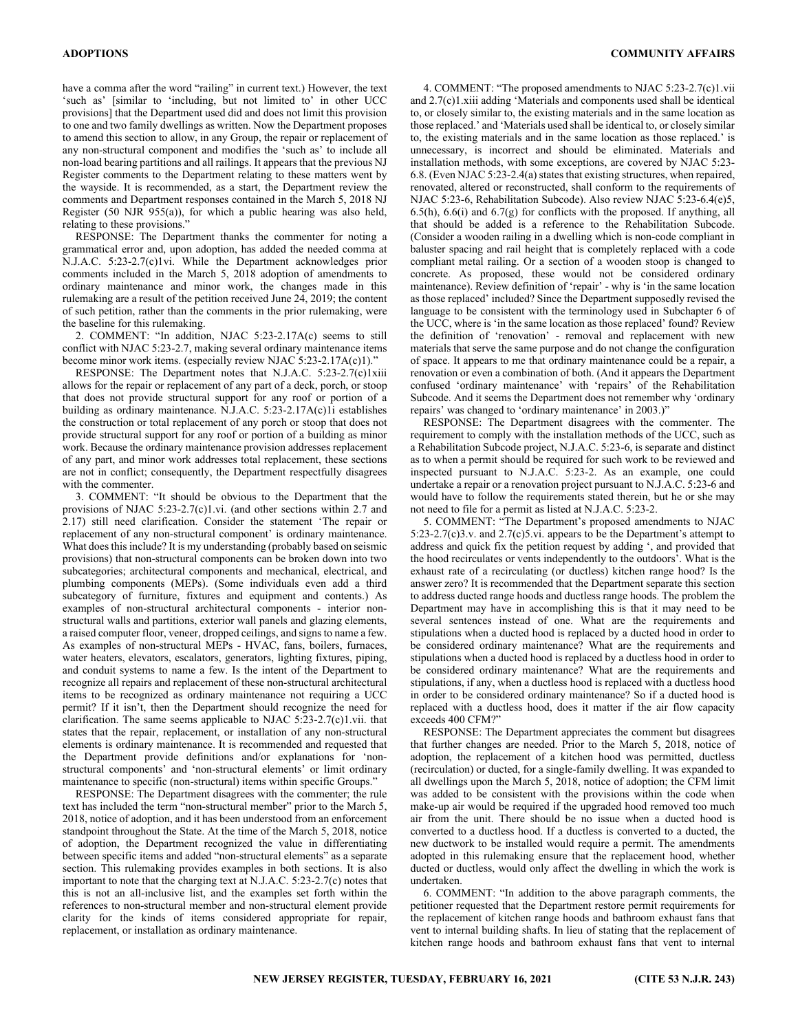have a comma after the word "railing" in current text.) However, the text 'such as' [similar to 'including, but not limited to' in other UCC provisions] that the Department used did and does not limit this provision to one and two family dwellings as written. Now the Department proposes to amend this section to allow, in any Group, the repair or replacement of any non-structural component and modifies the 'such as' to include all non-load bearing partitions and all railings. It appears that the previous NJ Register comments to the Department relating to these matters went by the wayside. It is recommended, as a start, the Department review the comments and Department responses contained in the March 5, 2018 NJ Register (50 NJR 955(a)), for which a public hearing was also held, relating to these provisions."

RESPONSE: The Department thanks the commenter for noting a grammatical error and, upon adoption, has added the needed comma at N.J.A.C. 5:23-2.7(c)1vi. While the Department acknowledges prior comments included in the March 5, 2018 adoption of amendments to ordinary maintenance and minor work, the changes made in this rulemaking are a result of the petition received June 24, 2019; the content of such petition, rather than the comments in the prior rulemaking, were the baseline for this rulemaking.

2. COMMENT: "In addition, NJAC 5:23-2.17A(c) seems to still conflict with NJAC 5:23-2.7, making several ordinary maintenance items become minor work items. (especially review NJAC 5:23-2.17A(c)1)."

RESPONSE: The Department notes that N.J.A.C. 5:23-2.7(c)1xiii allows for the repair or replacement of any part of a deck, porch, or stoop that does not provide structural support for any roof or portion of a building as ordinary maintenance. N.J.A.C. 5:23-2.17A(c)1i establishes the construction or total replacement of any porch or stoop that does not provide structural support for any roof or portion of a building as minor work. Because the ordinary maintenance provision addresses replacement of any part, and minor work addresses total replacement, these sections are not in conflict; consequently, the Department respectfully disagrees with the commenter.

3. COMMENT: "It should be obvious to the Department that the provisions of NJAC 5:23-2.7(c)1.vi. (and other sections within 2.7 and 2.17) still need clarification. Consider the statement 'The repair or replacement of any non-structural component' is ordinary maintenance. What does this include? It is my understanding (probably based on seismic provisions) that non-structural components can be broken down into two subcategories; architectural components and mechanical, electrical, and plumbing components (MEPs). (Some individuals even add a third subcategory of furniture, fixtures and equipment and contents.) As examples of non-structural architectural components - interior non-structural walls and partitions, exterior wall panels and glazing elements, a raised computer floor, veneer, dropped ceilings, and signs to name a few. As examples of non-structural MEPs - HVAC, fans, boilers, furnaces, water heaters, elevators, escalators, generators, lighting fixtures, piping, and conduit systems to name a few. Is the intent of the Department to recognize all repairs and replacement of these non-structural architectural items to be recognized as ordinary maintenance not requiring a UCC permit? If it isn't, then the Department should recognize the need for clarification. The same seems applicable to NJAC 5:23-2.7(c)1.vii. that states that the repair, replacement, or installation of any non-structural elements is ordinary maintenance. It is recommended and requested that the Department provide definitions and/or explanations for 'non-structural components' and 'non-structural elements' or limit ordinary maintenance to specific (non-structural) items within specific Groups."

RESPONSE: The Department disagrees with the commenter; the rule text has included the term "non-structural member" prior to the March 5, 2018, notice of adoption, and it has been understood from an enforcement standpoint throughout the State. At the time of the March 5, 2018, notice of adoption, the Department recognized the value in differentiating between specific items and added "non-structural elements" as a separate section. This rulemaking provides examples in both sections. It is also important to note that the charging text at N.J.A.C. 5:23-2.7(c) notes that this is not an all-inclusive list, and the examples set forth within the references to non-structural member and non-structural element provide clarity for the kinds of items considered appropriate for repair, replacement, or installation as ordinary maintenance.

4. COMMENT: "The proposed amendments to NJAC 5:23-2.7(c)1.vii and 2.7(c)1.xiii adding 'Materials and components used shall be identical to, or closely similar to, the existing materials and in the same location as those replaced.' and 'Materials used shall be identical to, or closely similar to, the existing materials and in the same location as those replaced.' is unnecessary, is incorrect and should be eliminated. Materials and installation methods, with some exceptions, are covered by NJAC 5:23-6.8. (Even NJAC 5:23-2.4(a) states that existing structures, when repaired, renovated, altered or reconstructed, shall conform to the requirements of NJAC 5:23-6, Rehabilitation Subcode). Also review NJAC 5:23-6.4(e)5, 6.5(h), 6.6(i) and 6.7(g) for conflicts with the proposed. If anything, all that should be added is a reference to the Rehabilitation Subcode. (Consider a wooden railing in a dwelling which is non-code compliant in baluster spacing and rail height that is completely replaced with a code compliant metal railing. Or a section of a wooden stoop is changed to concrete. As proposed, these would not be considered ordinary maintenance). Review definition of 'repair' - why is 'in the same location as those replaced' included? Since the Department supposedly revised the language to be consistent with the terminology used in Subchapter 6 of the UCC, where is 'in the same location as those replaced' found? Review the definition of 'renovation' - removal and replacement with new materials that serve the same purpose and do not change the configuration of space. It appears to me that ordinary maintenance could be a repair, a renovation or even a combination of both. (And it appears the Department confused 'ordinary maintenance' with 'repairs' of the Rehabilitation Subcode. And it seems the Department does not remember why 'ordinary repairs' was changed to 'ordinary maintenance' in 2003.)"

RESPONSE: The Department disagrees with the commenter. The requirement to comply with the installation methods of the UCC, such as a Rehabilitation Subcode project, N.J.A.C. 5:23-6, is separate and distinct as to when a permit should be required for such work to be reviewed and inspected pursuant to N.J.A.C. 5:23-2. As an example, one could undertake a repair or a renovation project pursuant to N.J.A.C. 5:23-6 and would have to follow the requirements stated therein, but he or she may not need to file for a permit as listed at N.J.A.C. 5:23-2.

5. COMMENT: "The Department's proposed amendments to NJAC 5:23-2.7(c)3.v. and 2.7(c)5.vi. appears to be the Department's attempt to address and quick fix the petition request by adding ', and provided that the hood recirculates or vents independently to the outdoors'. What is the exhaust rate of a recirculating (or ductless) kitchen range hood? Is the answer zero? It is recommended that the Department separate this section to address ducted range hoods and ductless range hoods. The problem the Department may have in accomplishing this is that it may need to be several sentences instead of one. What are the requirements and stipulations when a ducted hood is replaced by a ducted hood in order to be considered ordinary maintenance? What are the requirements and stipulations when a ducted hood is replaced by a ductless hood in order to be considered ordinary maintenance? What are the requirements and stipulations, if any, when a ductless hood is replaced with a ductless hood in order to be considered ordinary maintenance? So if a ducted hood is replaced with a ductless hood, does it matter if the air flow capacity exceeds 400 CFM?"

RESPONSE: The Department appreciates the comment but disagrees that further changes are needed. Prior to the March 5, 2018, notice of adoption, the replacement of a kitchen hood was permitted, ductless (recirculation) or ducted, for a single-family dwelling. It was expanded to all dwellings upon the March 5, 2018, notice of adoption; the CFM limit was added to be consistent with the provisions within the code when make-up air would be required if the upgraded hood removed too much air from the unit. There should be no issue when a ducted hood is converted to a ductless hood. If a ductless is converted to a ducted, the new ductwork to be installed would require a permit. The amendments adopted in this rulemaking ensure that the replacement hood, whether ducted or ductless, would only affect the dwelling in which the work is undertaken.

6. COMMENT: "In addition to the above paragraph comments, the petitioner requested that the Department restore permit requirements for the replacement of kitchen range hoods and bathroom exhaust fans that vent to internal building shafts. In lieu of stating that the replacement of kitchen range hoods and bathroom exhaust fans that vent to internal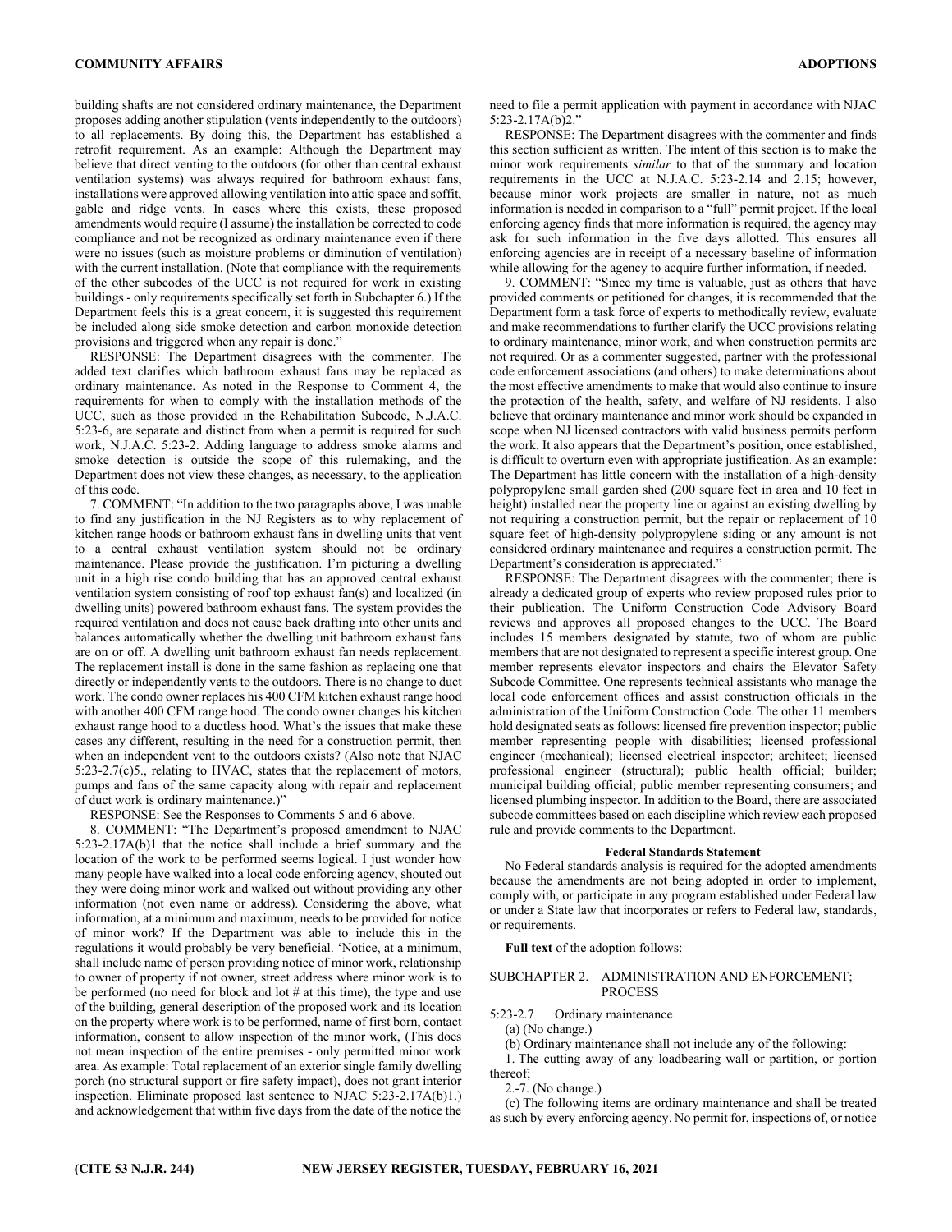building shafts are not considered ordinary maintenance, the Department proposes adding another stipulation (vents independently to the outdoors) to all replacements. By doing this, the Department has established a retrofit requirement. As an example: Although the Department may believe that direct venting to the outdoors (for other than central exhaust ventilation systems) was always required for bathroom exhaust fans, installations were approved allowing ventilation into attic space and soffit, gable and ridge vents. In cases where this exists, these proposed amendments would require (I assume) the installation be corrected to code compliance and not be recognized as ordinary maintenance even if there were no issues (such as moisture problems or diminution of ventilation) with the current installation. (Note that compliance with the requirements of the other subcodes of the UCC is not required for work in existing buildings - only requirements specifically set forth in Subchapter 6.) If the Department feels this is a great concern, it is suggested this requirement be included along side smoke detection and carbon monoxide detection provisions and triggered when any repair is done."

RESPONSE: The Department disagrees with the commenter. The added text clarifies which bathroom exhaust fans may be replaced as ordinary maintenance. As noted in the Response to Comment 4, the requirements for when to comply with the installation methods of the UCC, such as those provided in the Rehabilitation Subcode, N.J.A.C. 5:23-6, are separate and distinct from when a permit is required for such work, N.J.A.C. 5:23-2. Adding language to address smoke alarms and smoke detection is outside the scope of this rulemaking, and the Department does not view these changes, as necessary, to the application of this code.

7. COMMENT: "In addition to the two paragraphs above, I was unable to find any justification in the NJ Registers as to why replacement of kitchen range hoods or bathroom exhaust fans in dwelling units that vent to a central exhaust ventilation system should not be ordinary maintenance. Please provide the justification. I'm picturing a dwelling unit in a high rise condo building that has an approved central exhaust ventilation system consisting of roof top exhaust fan(s) and localized (in dwelling units) powered bathroom exhaust fans. The system provides the required ventilation and does not cause back drafting into other units and balances automatically whether the dwelling unit bathroom exhaust fans are on or off. A dwelling unit bathroom exhaust fan needs replacement. The replacement install is done in the same fashion as replacing one that directly or independently vents to the outdoors. There is no change to duct work. The condo owner replaces his 400 CFM kitchen exhaust range hood with another 400 CFM range hood. The condo owner changes his kitchen exhaust range hood to a ductless hood. What's the issues that make these cases any different, resulting in the need for a construction permit, then when an independent vent to the outdoors exists? (Also note that NJAC 5:23-2.7(c)5., relating to HVAC, states that the replacement of motors, pumps and fans of the same capacity along with repair and replacement of duct work is ordinary maintenance.)"

RESPONSE: See the Responses to Comments 5 and 6 above.

8. COMMENT: "The Department's proposed amendment to NJAC 5:23-2.17A(b)1 that the notice shall include a brief summary and the location of the work to be performed seems logical. I just wonder how many people have walked into a local code enforcing agency, shouted out they were doing minor work and walked out without providing any other information (not even name or address). Considering the above, what information, at a minimum and maximum, needs to be provided for notice of minor work? If the Department was able to include this in the regulations it would probably be very beneficial. 'Notice, at a minimum, shall include name of person providing notice of minor work, relationship to owner of property if not owner, street address where minor work is to be performed (no need for block and lot # at this time), the type and use of the building, general description of the proposed work and its location on the property where work is to be performed, name of first born, contact information, consent to allow inspection of the minor work, (This does not mean inspection of the entire premises - only permitted minor work area. As example: Total replacement of an exterior single family dwelling porch (no structural support or fire safety impact), does not grant interior inspection. Eliminate proposed last sentence to NJAC 5:23-2.17A(b)1.) and acknowledgement that within five days from the date of the notice the need to file a permit application with payment in accordance with NJAC 5:23-2.17A(b)2."

RESPONSE: The Department disagrees with the commenter and finds this section sufficient as written. The intent of this section is to make the minor work requirements *similar* to that of the summary and location requirements in the UCC at N.J.A.C. 5:23-2.14 and 2.15; however, because minor work projects are smaller in nature, not as much information is needed in comparison to a "full" permit project. If the local enforcing agency finds that more information is required, the agency may ask for such information in the five days allotted. This ensures all enforcing agencies are in receipt of a necessary baseline of information while allowing for the agency to acquire further information, if needed.

9. COMMENT: "Since my time is valuable, just as others that have provided comments or petitioned for changes, it is recommended that the Department form a task force of experts to methodically review, evaluate and make recommendations to further clarify the UCC provisions relating to ordinary maintenance, minor work, and when construction permits are not required. Or as a commenter suggested, partner with the professional code enforcement associations (and others) to make determinations about the most effective amendments to make that would also continue to insure the protection of the health, safety, and welfare of NJ residents. I also believe that ordinary maintenance and minor work should be expanded in scope when NJ licensed contractors with valid business permits perform the work. It also appears that the Department's position, once established, is difficult to overturn even with appropriate justification. As an example: The Department has little concern with the installation of a high-density polypropylene small garden shed (200 square feet in area and 10 feet in height) installed near the property line or against an existing dwelling by not requiring a construction permit, but the repair or replacement of 10 square feet of high-density polypropylene siding or any amount is not considered ordinary maintenance and requires a construction permit. The Department's consideration is appreciated."

RESPONSE: The Department disagrees with the commenter; there is already a dedicated group of experts who review proposed rules prior to their publication. The Uniform Construction Code Advisory Board reviews and approves all proposed changes to the UCC. The Board includes 15 members designated by statute, two of whom are public members that are not designated to represent a specific interest group. One member represents elevator inspectors and chairs the Elevator Safety Subcode Committee. One represents technical assistants who manage the local code enforcement offices and assist construction officials in the administration of the Uniform Construction Code. The other 11 members hold designated seats as follows: licensed fire prevention inspector; public member representing people with disabilities; licensed professional engineer (mechanical); licensed electrical inspector; architect; licensed professional engineer (structural); public health official; builder; municipal building official; public member representing consumers; and licensed plumbing inspector. In addition to the Board, there are associated subcode committees based on each discipline which review each proposed rule and provide comments to the Department.

### Federal Standards Statement

No Federal standards analysis is required for the adopted amendments because the amendments are not being adopted in order to implement, comply with, or participate in any program established under Federal law or under a State law that incorporates or refers to Federal law, standards, or requirements.

**Full text** of the adoption follows:

SUBCHAPTER 2. ADMINISTRATION AND ENFORCEMENT; PROCESS

5:23-2.7 Ordinary maintenance

(a) (No change.)

(b) Ordinary maintenance shall not include any of the following:

1. The cutting away of any loadbearing wall or partition, or portion thereof;

2.-7. (No change.)

(c) The following items are ordinary maintenance and shall be treated as such by every enforcing agency. No permit for, inspections of, or notice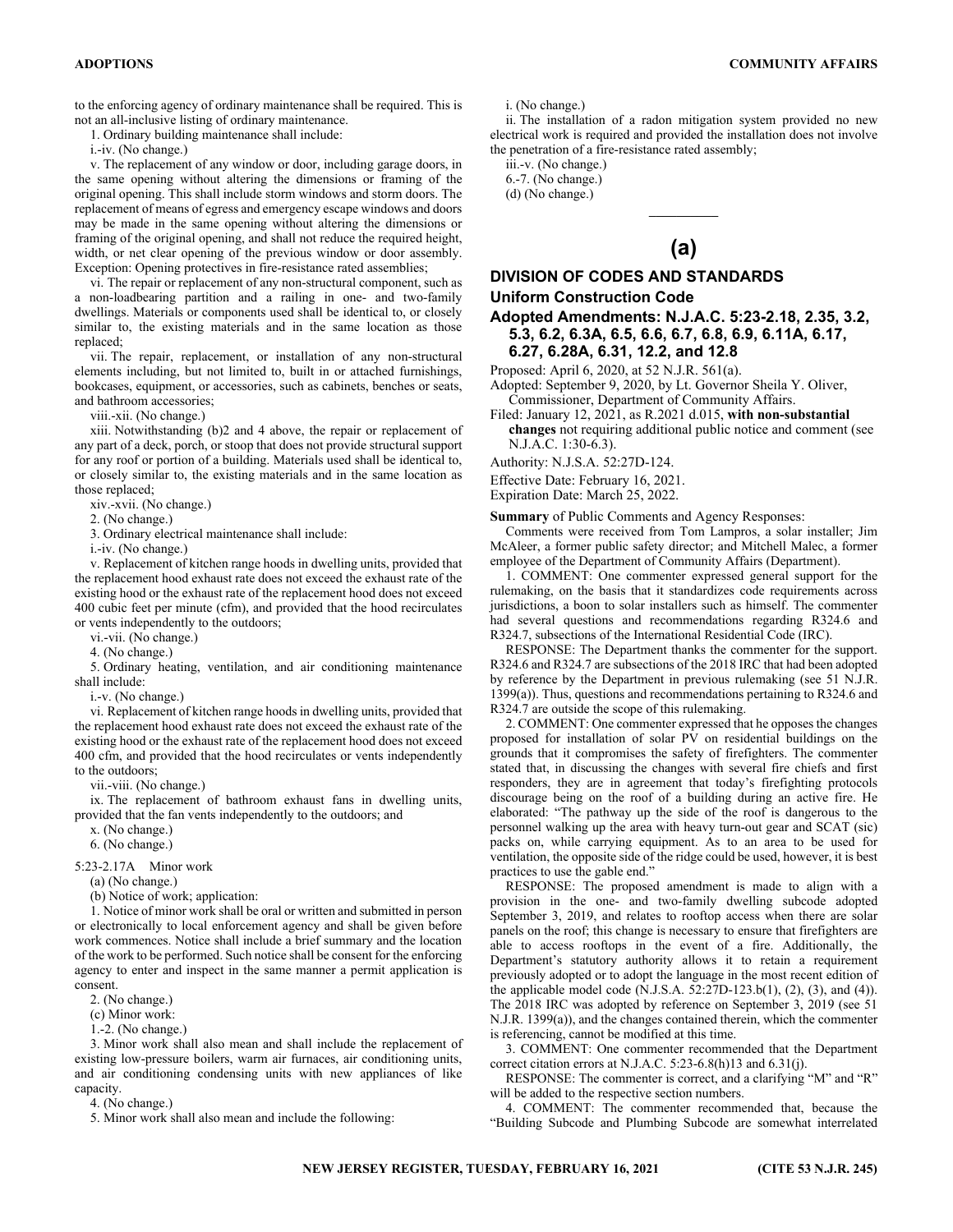to the enforcing agency of ordinary maintenance shall be required. This is not an all-inclusive listing of ordinary maintenance.

1. Ordinary building maintenance shall include:

i.-iv. (No change.)

v. The replacement of any window or door, including garage doors, in the same opening without altering the dimensions or framing of the original opening. This shall include storm windows and storm doors. The replacement of means of egress and emergency escape windows and doors may be made in the same opening without altering the dimensions or framing of the original opening, and shall not reduce the required height, width, or net clear opening of the previous window or door assembly. Exception: Opening protectives in fire-resistance rated assemblies;

vi. The repair or replacement of any non-structural component, such as a non-loadbearing partition and a railing in one- and two-family dwellings. Materials or components used shall be identical to, or closely similar to, the existing materials and in the same location as those replaced;

vii. The repair, replacement, or installation of any non-structural elements including, but not limited to, built in or attached furnishings, bookcases, equipment, or accessories, such as cabinets, benches or seats, and bathroom accessories;

viii.-xii. (No change.)

xiii. Notwithstanding (b)2 and 4 above, the repair or replacement of any part of a deck, porch, or stoop that does not provide structural support for any roof or portion of a building. Materials used shall be identical to, or closely similar to, the existing materials and in the same location as those replaced;

xiv.-xvii. (No change.)

2. (No change.)

3. Ordinary electrical maintenance shall include:

i.-iv. (No change.)

v. Replacement of kitchen range hoods in dwelling units, provided that the replacement hood exhaust rate does not exceed the exhaust rate of the existing hood or the exhaust rate of the replacement hood does not exceed 400 cubic feet per minute (cfm), and provided that the hood recirculates or vents independently to the outdoors;

vi.-vii. (No change.)

4. (No change.)

5. Ordinary heating, ventilation, and air conditioning maintenance shall include:

i.-v. (No change.)

vi. Replacement of kitchen range hoods in dwelling units, provided that the replacement hood exhaust rate does not exceed the exhaust rate of the existing hood or the exhaust rate of the replacement hood does not exceed 400 cfm, and provided that the hood recirculates or vents independently to the outdoors;

vii.-viii. (No change.)

ix. The replacement of bathroom exhaust fans in dwelling units, provided that the fan vents independently to the outdoors; and

x. (No change.)

6. (No change.)

5:23-2.17A Minor work

(a) (No change.)

(b) Notice of work; application:

1. Notice of minor work shall be oral or written and submitted in person or electronically to local enforcement agency and shall be given before work commences. Notice shall include a brief summary and the location of the work to be performed. Such notice shall be consent for the enforcing agency to enter and inspect in the same manner a permit application is consent.

2. (No change.)

(c) Minor work:

1.-2. (No change.)

3. Minor work shall also mean and shall include the replacement of existing low-pressure boilers, warm air furnaces, air conditioning units, and air conditioning condensing units with new appliances of like capacity.

4. (No change.)

5. Minor work shall also mean and include the following:

i. (No change.)

ii. The installation of a radon mitigation system provided no new electrical work is required and provided the installation does not involve the penetration of a fire-resistance rated assembly;

iii.-v. (No change.)

6.-7. (No change.)

(d) (No change.)

---

# (a)

## DIVISION OF CODES AND STANDARDS

### Uniform Construction Code

### Adopted Amendments: N.J.A.C. 5:23-2.18, 2.35, 3.2, 5.3, 6.2, 6.3A, 6.5, 6.6, 6.7, 6.8, 6.9, 6.11A, 6.17, 6.27, 6.28A, 6.31, 12.2, and 12.8

Proposed: April 6, 2020, at 52 N.J.R. 561(a).

Adopted: September 9, 2020, by Lt. Governor Sheila Y. Oliver, Commissioner, Department of Community Affairs.

Filed: January 12, 2021, as R.2021 d.015, **with non-substantial changes** not requiring additional public notice and comment (see N.J.A.C. 1:30-6.3).

Authority: N.J.S.A. 52:27D-124.

Effective Date: February 16, 2021.

Expiration Date: March 25, 2022.

**Summary** of Public Comments and Agency Responses:

Comments were received from Tom Lampros, a solar installer; Jim McAleer, a former public safety director; and Mitchell Malec, a former employee of the Department of Community Affairs (Department).

1. COMMENT: One commenter expressed general support for the rulemaking, on the basis that it standardizes code requirements across jurisdictions, a boon to solar installers such as himself. The commenter had several questions and recommendations regarding R324.6 and R324.7, subsections of the International Residential Code (IRC).

RESPONSE: The Department thanks the commenter for the support. R324.6 and R324.7 are subsections of the 2018 IRC that had been adopted by reference by the Department in previous rulemaking (see 51 N.J.R. 1399(a)). Thus, questions and recommendations pertaining to R324.6 and R324.7 are outside the scope of this rulemaking.

2. COMMENT: One commenter expressed that he opposes the changes proposed for installation of solar PV on residential buildings on the grounds that it compromises the safety of firefighters. The commenter stated that, in discussing the changes with several fire chiefs and first responders, they are in agreement that today's firefighting protocols discourage being on the roof of a building during an active fire. He elaborated: "The pathway up the side of the roof is dangerous to the personnel walking up the area with heavy turn-out gear and SCAT (sic) packs on, while carrying equipment. As to an area to be used for ventilation, the opposite side of the ridge could be used, however, it is best practices to use the gable end."

RESPONSE: The proposed amendment is made to align with a provision in the one- and two-family dwelling subcode adopted September 3, 2019, and relates to rooftop access when there are solar panels on the roof; this change is necessary to ensure that firefighters are able to access rooftops in the event of a fire. Additionally, the Department's statutory authority allows it to retain a requirement previously adopted or to adopt the language in the most recent edition of the applicable model code (N.J.S.A. 52:27D-123.b(1), (2), (3), and (4)). The 2018 IRC was adopted by reference on September 3, 2019 (see 51 N.J.R. 1399(a)), and the changes contained therein, which the commenter is referencing, cannot be modified at this time.

3. COMMENT: One commenter recommended that the Department correct citation errors at N.J.A.C. 5:23-6.8(h)13 and 6.31(j).

RESPONSE: The commenter is correct, and a clarifying "M" and "R" will be added to the respective section numbers.

4. COMMENT: The commenter recommended that, because the "Building Subcode and Plumbing Subcode are somewhat interrelated